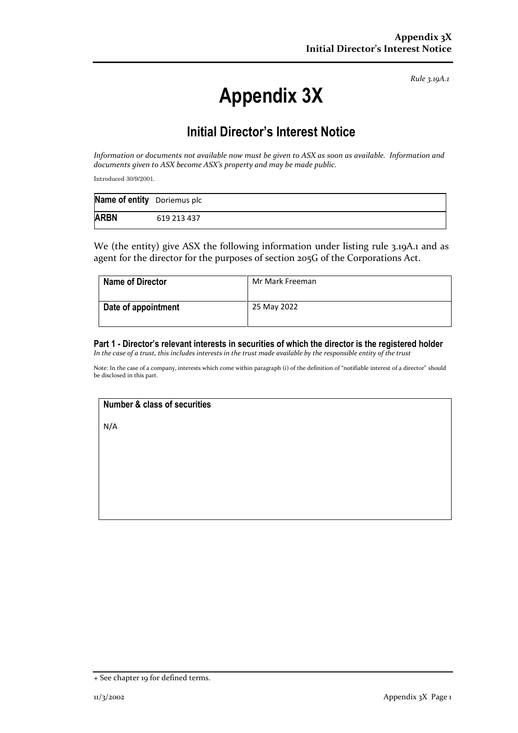*Rule 3.19A.1*

# Appendix 3X

## Initial Director's Interest Notice

*Information or documents not available now must be given to ASX as soon as available. Information and documents given to ASX become ASX's property and may be made public.*

Introduced 30/9/2001.

| **Name of entity** | Doriemus plc |
|---|---|
| **ARBN** | 619 213 437 |

We (the entity) give ASX the following information under listing rule 3.19A.1 and as agent for the director for the purposes of section 205G of the Corporations Act.

| **Name of Director** | Mr Mark Freeman |
|---|---|
| **Date of appointment** | 25 May 2022 |

### Part 1 - Director's relevant interests in securities of which the director is the registered holder

*In the case of a trust, this includes interests in the trust made available by the responsible entity of the trust*

Note: In the case of a company, interests which come within paragraph (i) of the definition of "notifiable interest of a director" should be disclosed in this part.

| **Number & class of securities** |
|---|
| N/A |

+ See chapter 19 for defined terms.

11/3/2002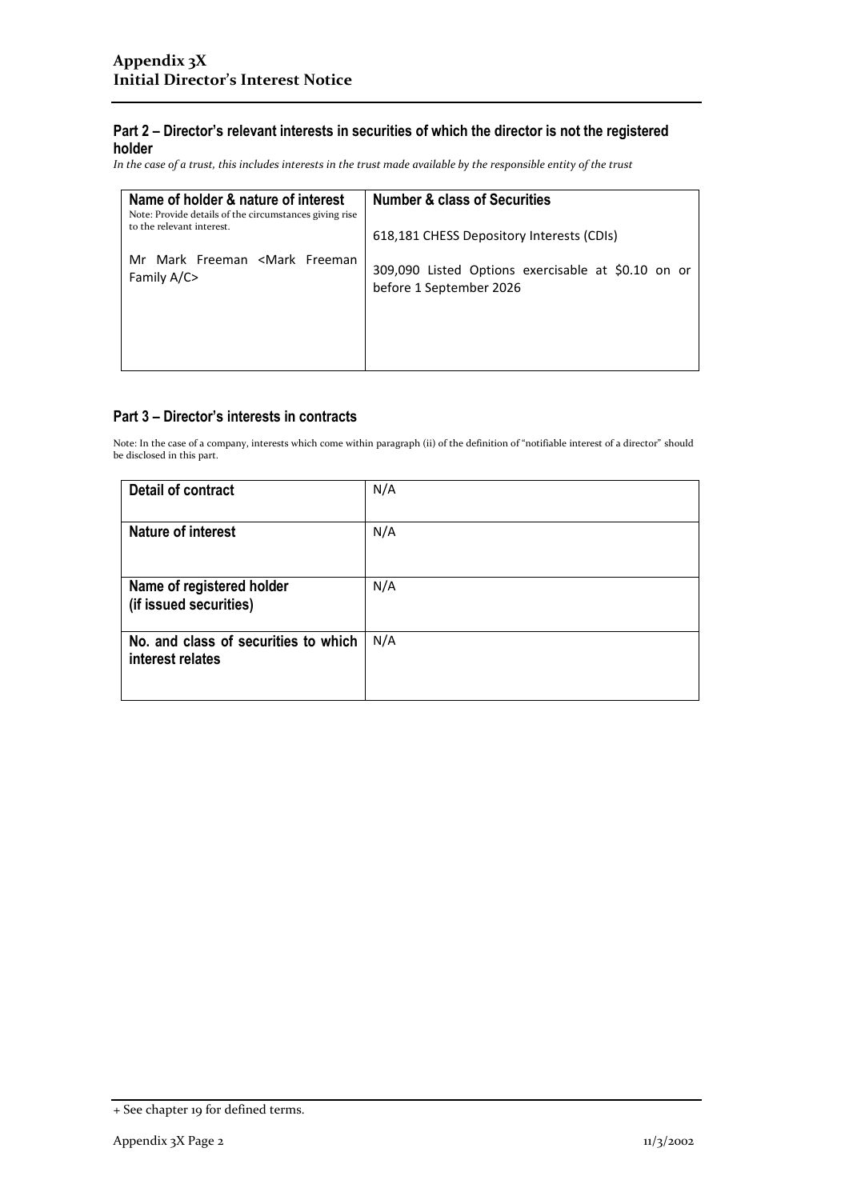## Part 2 – Director's relevant interests in securities of which the director is not the registered holder

*In the case of a trust, this includes interests in the trust made available by the responsible entity of the trust*

| Name of holder & nature of interest<br>Note: Provide details of the circumstances giving rise to the relevant interest. | Number & class of Securities |
|---|---|
| Mr Mark Freeman <Mark Freeman Family A/C> | 618,181 CHESS Depository Interests (CDIs)<br><br>309,090 Listed Options exercisable at $0.10 on or before 1 September 2026 |

## Part 3 – Director's interests in contracts

Note: In the case of a company, interests which come within paragraph (ii) of the definition of "notifiable interest of a director" should be disclosed in this part.

| | |
|---|---|
| **Detail of contract** | N/A |
| **Nature of interest** | N/A |
| **Name of registered holder (if issued securities)** | N/A |
| **No. and class of securities to which interest relates** | N/A |

+ See chapter 19 for defined terms.